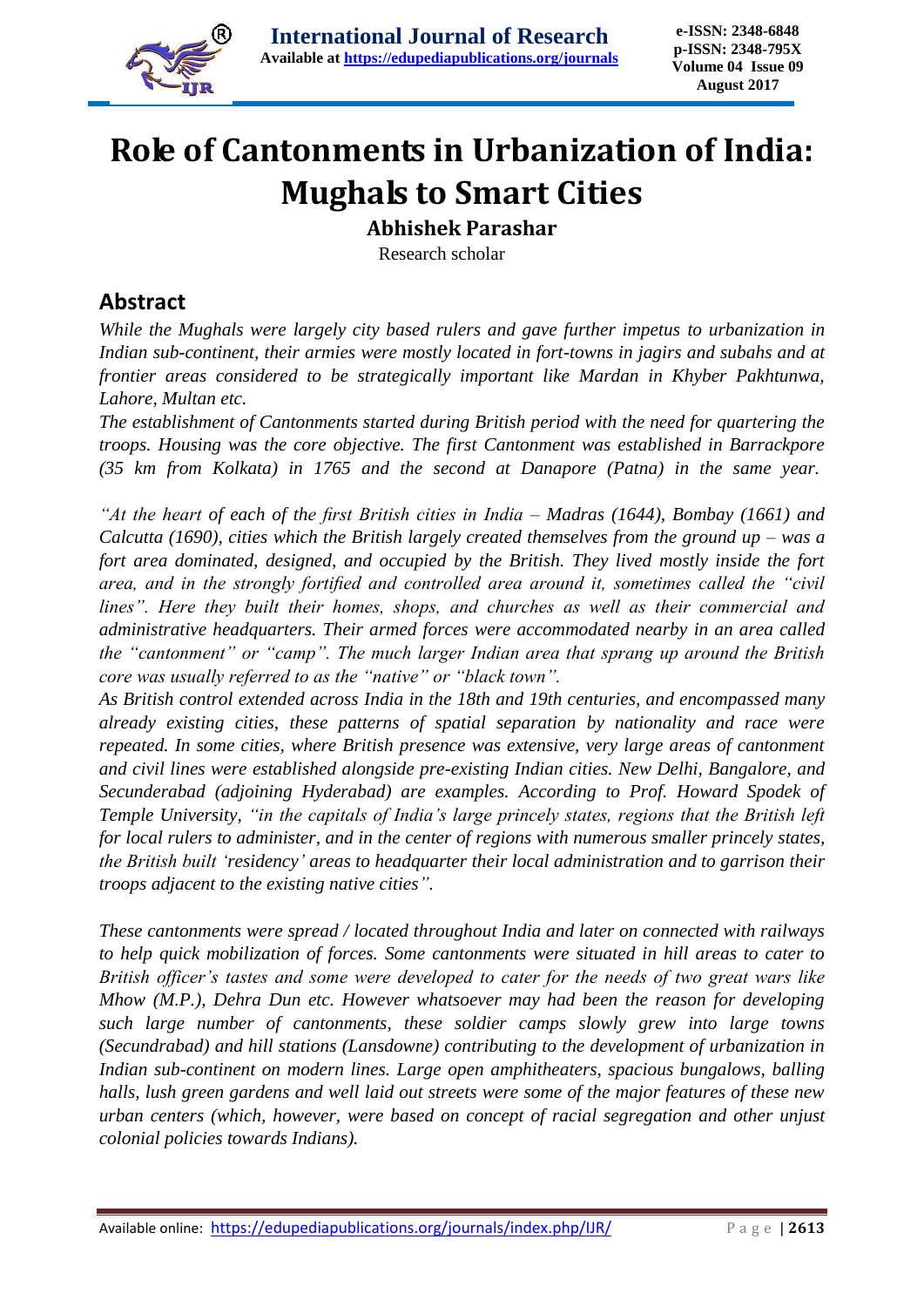# Role of Cantonments in Urbanization of India: Mughals to Smart Cities

**Abhishek Parashar**

Research scholar

## Abstract

*While the Mughals were largely city based rulers and gave further impetus to urbanization in Indian sub-continent, their armies were mostly located in fort-towns in jagirs and subahs and at frontier areas considered to be strategically important like Mardan in Khyber Pakhtunwa, Lahore, Multan etc.*

*The establishment of Cantonments started during British period with the need for quartering the troops. Housing was the core objective. The first Cantonment was established in Barrackpore (35 km from Kolkata) in 1765 and the second at Danapore (Patna) in the same year.*

*"At the heart of each of the first British cities in India – Madras (1644), Bombay (1661) and Calcutta (1690), cities which the British largely created themselves from the ground up – was a fort area dominated, designed, and occupied by the British. They lived mostly inside the fort area, and in the strongly fortified and controlled area around it, sometimes called the "civil lines". Here they built their homes, shops, and churches as well as their commercial and administrative headquarters. Their armed forces were accommodated nearby in an area called the "cantonment" or "camp". The much larger Indian area that sprang up around the British core was usually referred to as the "native" or "black town".*

*As British control extended across India in the 18th and 19th centuries, and encompassed many already existing cities, these patterns of spatial separation by nationality and race were repeated. In some cities, where British presence was extensive, very large areas of cantonment and civil lines were established alongside pre-existing Indian cities. New Delhi, Bangalore, and Secunderabad (adjoining Hyderabad) are examples. According to Prof. Howard Spodek of Temple University, "in the capitals of India's large princely states, regions that the British left for local rulers to administer, and in the center of regions with numerous smaller princely states, the British built 'residency' areas to headquarter their local administration and to garrison their troops adjacent to the existing native cities".*

*These cantonments were spread / located throughout India and later on connected with railways to help quick mobilization of forces. Some cantonments were situated in hill areas to cater to British officer's tastes and some were developed to cater for the needs of two great wars like Mhow (M.P.), Dehra Dun etc. However whatsoever may had been the reason for developing such large number of cantonments, these soldier camps slowly grew into large towns (Secundrabad) and hill stations (Lansdowne) contributing to the development of urbanization in Indian sub-continent on modern lines. Large open amphitheaters, spacious bungalows, balling halls, lush green gardens and well laid out streets were some of the major features of these new urban centers (which, however, were based on concept of racial segregation and other unjust colonial policies towards Indians).*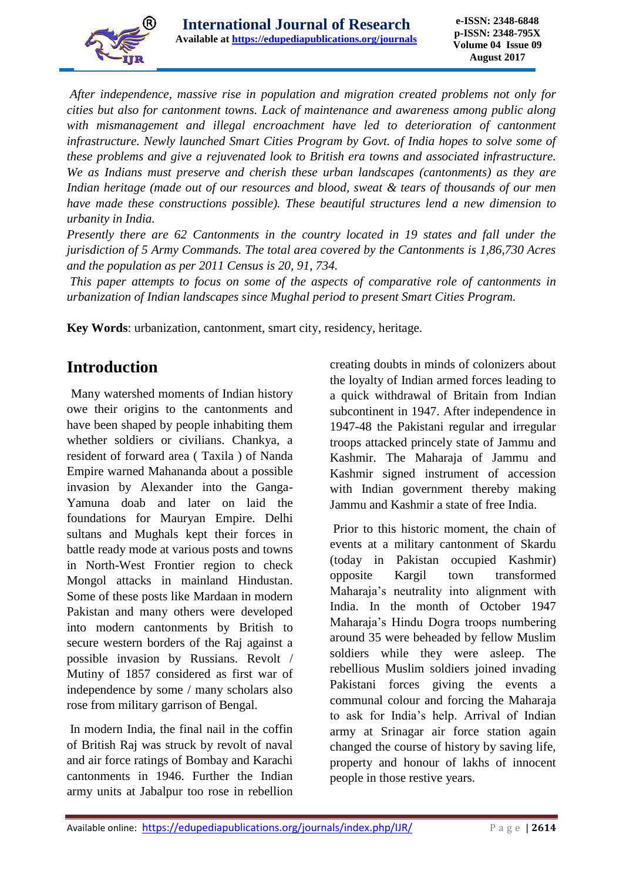*After independence, massive rise in population and migration created problems not only for cities but also for cantonment towns. Lack of maintenance and awareness among public along with mismanagement and illegal encroachment have led to deterioration of cantonment infrastructure. Newly launched Smart Cities Program by Govt. of India hopes to solve some of these problems and give a rejuvenated look to British era towns and associated infrastructure. We as Indians must preserve and cherish these urban landscapes (cantonments) as they are Indian heritage (made out of our resources and blood, sweat & tears of thousands of our men have made these constructions possible). These beautiful structures lend a new dimension to urbanity in India.*

*Presently there are 62 Cantonments in the country located in 19 states and fall under the jurisdiction of 5 Army Commands. The total area covered by the Cantonments is 1,86,730 Acres and the population as per 2011 Census is 20, 91, 734.*

*This paper attempts to focus on some of the aspects of comparative role of cantonments in urbanization of Indian landscapes since Mughal period to present Smart Cities Program.*

**Key Words**: urbanization, cantonment, smart city, residency, heritage.

## Introduction

Many watershed moments of Indian history owe their origins to the cantonments and have been shaped by people inhabiting them whether soldiers or civilians. Chankya, a resident of forward area ( Taxila ) of Nanda Empire warned Mahananda about a possible invasion by Alexander into the Ganga-Yamuna doab and later on laid the foundations for Mauryan Empire. Delhi sultans and Mughals kept their forces in battle ready mode at various posts and towns in North-West Frontier region to check Mongol attacks in mainland Hindustan. Some of these posts like Mardaan in modern Pakistan and many others were developed into modern cantonments by British to secure western borders of the Raj against a possible invasion by Russians. Revolt / Mutiny of 1857 considered as first war of independence by some / many scholars also rose from military garrison of Bengal.

In modern India, the final nail in the coffin of British Raj was struck by revolt of naval and air force ratings of Bombay and Karachi cantonments in 1946. Further the Indian army units at Jabalpur too rose in rebellion creating doubts in minds of colonizers about the loyalty of Indian armed forces leading to a quick withdrawal of Britain from Indian subcontinent in 1947. After independence in 1947-48 the Pakistani regular and irregular troops attacked princely state of Jammu and Kashmir. The Maharaja of Jammu and Kashmir signed instrument of accession with Indian government thereby making Jammu and Kashmir a state of free India.

Prior to this historic moment, the chain of events at a military cantonment of Skardu (today in Pakistan occupied Kashmir) opposite Kargil town transformed Maharaja's neutrality into alignment with India. In the month of October 1947 Maharaja's Hindu Dogra troops numbering around 35 were beheaded by fellow Muslim soldiers while they were asleep. The rebellious Muslim soldiers joined invading Pakistani forces giving the events a communal colour and forcing the Maharaja to ask for India's help. Arrival of Indian army at Srinagar air force station again changed the course of history by saving life, property and honour of lakhs of innocent people in those restive years.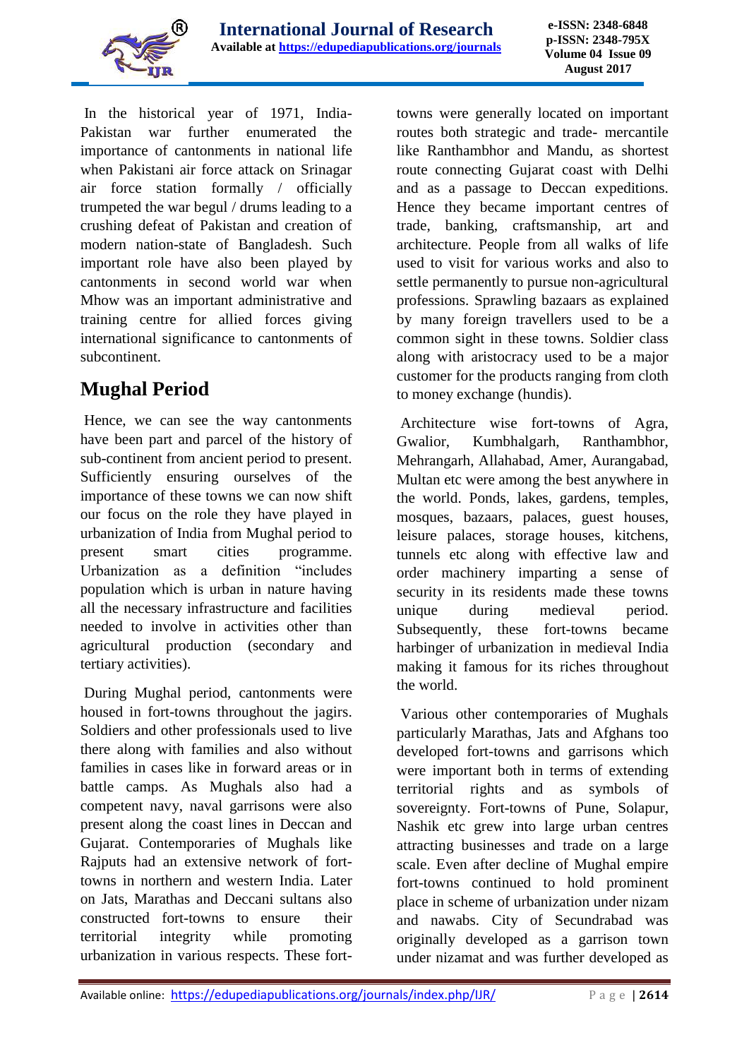In the historical year of 1971, India-Pakistan war further enumerated the importance of cantonments in national life when Pakistani air force attack on Srinagar air force station formally / officially trumpeted the war begul / drums leading to a crushing defeat of Pakistan and creation of modern nation-state of Bangladesh. Such important role have also been played by cantonments in second world war when Mhow was an important administrative and training centre for allied forces giving international significance to cantonments of subcontinent.

## Mughal Period

Hence, we can see the way cantonments have been part and parcel of the history of sub-continent from ancient period to present. Sufficiently ensuring ourselves of the importance of these towns we can now shift our focus on the role they have played in urbanization of India from Mughal period to present smart cities programme. Urbanization as a definition "includes population which is urban in nature having all the necessary infrastructure and facilities needed to involve in activities other than agricultural production (secondary and tertiary activities).

During Mughal period, cantonments were housed in fort-towns throughout the jagirs. Soldiers and other professionals used to live there along with families and also without families in cases like in forward areas or in battle camps. As Mughals also had a competent navy, naval garrisons were also present along the coast lines in Deccan and Gujarat. Contemporaries of Mughals like Rajputs had an extensive network of fort-towns in northern and western India. Later on Jats, Marathas and Deccani sultans also constructed fort-towns to ensure their territorial integrity while promoting urbanization in various respects. These fort-towns were generally located on important routes both strategic and trade- mercantile like Ranthambhor and Mandu, as shortest route connecting Gujarat coast with Delhi and as a passage to Deccan expeditions. Hence they became important centres of trade, banking, craftsmanship, art and architecture. People from all walks of life used to visit for various works and also to settle permanently to pursue non-agricultural professions. Sprawling bazaars as explained by many foreign travellers used to be a common sight in these towns. Soldier class along with aristocracy used to be a major customer for the products ranging from cloth to money exchange (hundis).

Architecture wise fort-towns of Agra, Gwalior, Kumbhalgarh, Ranthambhor, Mehrangarh, Allahabad, Amer, Aurangabad, Multan etc were among the best anywhere in the world. Ponds, lakes, gardens, temples, mosques, bazaars, palaces, guest houses, leisure palaces, storage houses, kitchens, tunnels etc along with effective law and order machinery imparting a sense of security in its residents made these towns unique during medieval period. Subsequently, these fort-towns became harbinger of urbanization in medieval India making it famous for its riches throughout the world.

Various other contemporaries of Mughals particularly Marathas, Jats and Afghans too developed fort-towns and garrisons which were important both in terms of extending territorial rights and as symbols of sovereignty. Fort-towns of Pune, Solapur, Nashik etc grew into large urban centres attracting businesses and trade on a large scale. Even after decline of Mughal empire fort-towns continued to hold prominent place in scheme of urbanization under nizam and nawabs. City of Secundrabad was originally developed as a garrison town under nizamat and was further developed as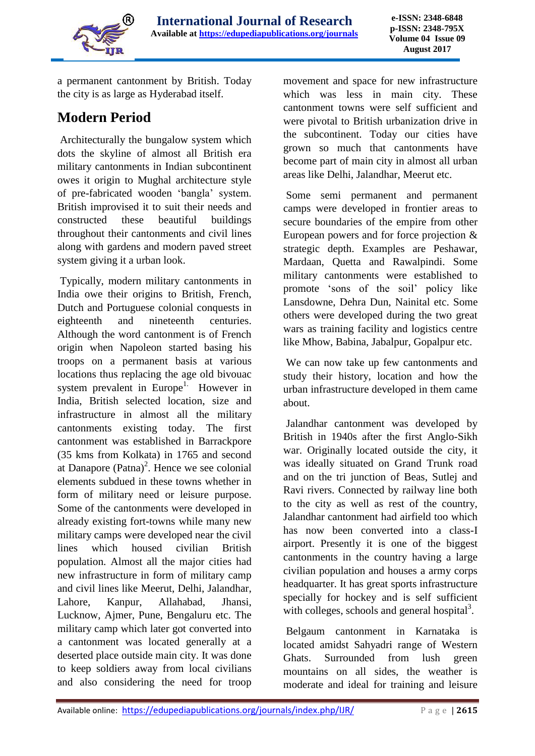a permanent cantonment by British. Today the city is as large as Hyderabad itself.

## Modern Period

Architecturally the bungalow system which dots the skyline of almost all British era military cantonments in Indian subcontinent owes it origin to Mughal architecture style of pre-fabricated wooden 'bangla' system. British improvised it to suit their needs and constructed these beautiful buildings throughout their cantonments and civil lines along with gardens and modern paved street system giving it a urban look.

Typically, modern military cantonments in India owe their origins to British, French, Dutch and Portuguese colonial conquests in eighteenth and nineteenth centuries. Although the word cantonment is of French origin when Napoleon started basing his troops on a permanent basis at various locations thus replacing the age old bivouac system prevalent in Europe[1.] However in India, British selected location, size and infrastructure in almost all the military cantonments existing today. The first cantonment was established in Barrackpore (35 kms from Kolkata) in 1765 and second at Danapore (Patna)[2]. Hence we see colonial elements subdued in these towns whether in form of military need or leisure purpose. Some of the cantonments were developed in already existing fort-towns while many new military camps were developed near the civil lines which housed civilian British population. Almost all the major cities had new infrastructure in form of military camp and civil lines like Meerut, Delhi, Jalandhar, Lahore, Kanpur, Allahabad, Jhansi, Lucknow, Ajmer, Pune, Bengaluru etc. The military camp which later got converted into a cantonment was located generally at a deserted place outside main city. It was done to keep soldiers away from local civilians and also considering the need for troop movement and space for new infrastructure which was less in main city. These cantonment towns were self sufficient and were pivotal to British urbanization drive in the subcontinent. Today our cities have grown so much that cantonments have become part of main city in almost all urban areas like Delhi, Jalandhar, Meerut etc.

Some semi permanent and permanent camps were developed in frontier areas to secure boundaries of the empire from other European powers and for force projection & strategic depth. Examples are Peshawar, Mardaan, Quetta and Rawalpindi. Some military cantonments were established to promote 'sons of the soil' policy like Lansdowne, Dehra Dun, Nainital etc. Some others were developed during the two great wars as training facility and logistics centre like Mhow, Babina, Jabalpur, Gopalpur etc.

We can now take up few cantonments and study their history, location and how the urban infrastructure developed in them came about.

Jalandhar cantonment was developed by British in 1940s after the first Anglo-Sikh war. Originally located outside the city, it was ideally situated on Grand Trunk road and on the tri junction of Beas, Sutlej and Ravi rivers. Connected by railway line both to the city as well as rest of the country, Jalandhar cantonment had airfield too which has now been converted into a class-I airport. Presently it is one of the biggest cantonments in the country having a large civilian population and houses a army corps headquarter. It has great sports infrastructure specially for hockey and is self sufficient with colleges, schools and general hospital[3].

Belgaum cantonment in Karnataka is located amidst Sahyadri range of Western Ghats. Surrounded from lush green mountains on all sides, the weather is moderate and ideal for training and leisure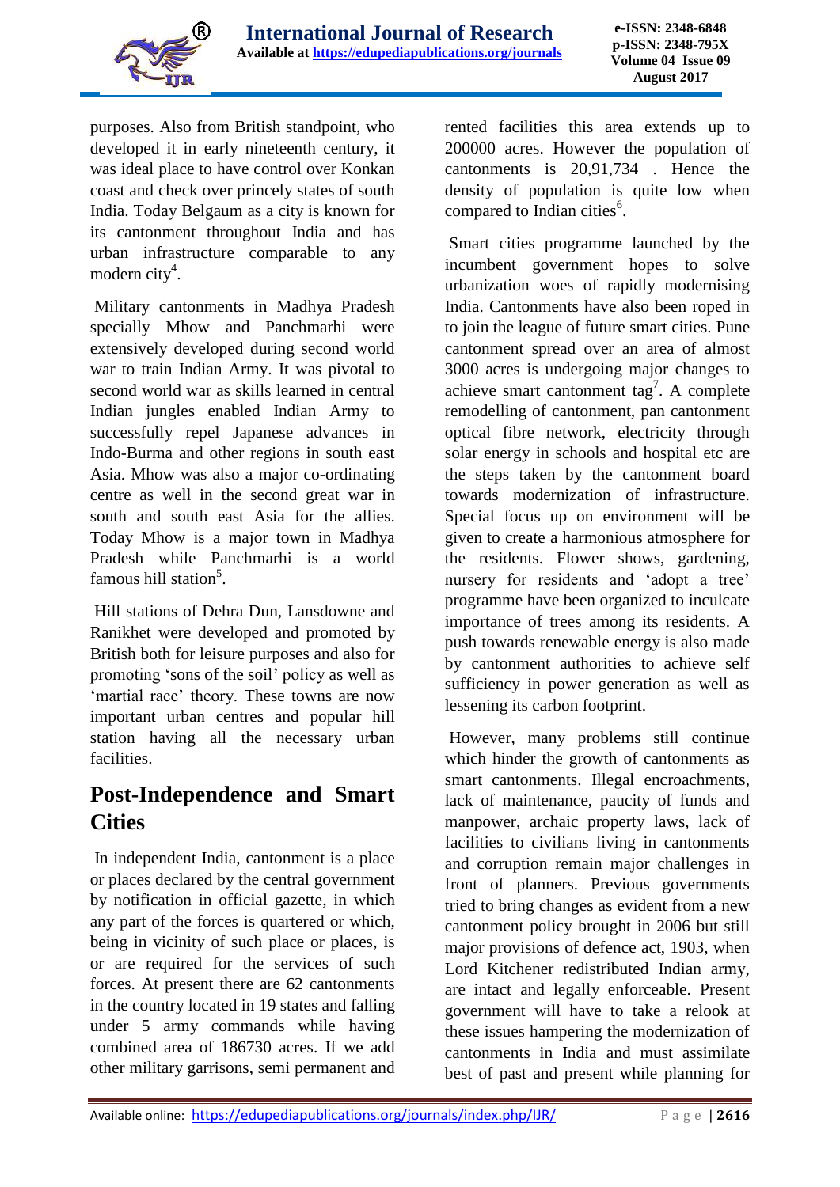purposes. Also from British standpoint, who developed it in early nineteenth century, it was ideal place to have control over Konkan coast and check over princely states of south India. Today Belgaum as a city is known for its cantonment throughout India and has urban infrastructure comparable to any modern city[4].

Military cantonments in Madhya Pradesh specially Mhow and Panchmarhi were extensively developed during second world war to train Indian Army. It was pivotal to second world war as skills learned in central Indian jungles enabled Indian Army to successfully repel Japanese advances in Indo-Burma and other regions in south east Asia. Mhow was also a major co-ordinating centre as well in the second great war in south and south east Asia for the allies. Today Mhow is a major town in Madhya Pradesh while Panchmarhi is a world famous hill station[5].

Hill stations of Dehra Dun, Lansdowne and Ranikhet were developed and promoted by British both for leisure purposes and also for promoting 'sons of the soil' policy as well as 'martial race' theory. These towns are now important urban centres and popular hill station having all the necessary urban facilities.

## Post-Independence and Smart Cities

In independent India, cantonment is a place or places declared by the central government by notification in official gazette, in which any part of the forces is quartered or which, being in vicinity of such place or places, is or are required for the services of such forces. At present there are 62 cantonments in the country located in 19 states and falling under 5 army commands while having combined area of 186730 acres. If we add other military garrisons, semi permanent and rented facilities this area extends up to 200000 acres. However the population of cantonments is 20,91,734 . Hence the density of population is quite low when compared to Indian cities[6].

Smart cities programme launched by the incumbent government hopes to solve urbanization woes of rapidly modernising India. Cantonments have also been roped in to join the league of future smart cities. Pune cantonment spread over an area of almost 3000 acres is undergoing major changes to achieve smart cantonment tag[7]. A complete remodelling of cantonment, pan cantonment optical fibre network, electricity through solar energy in schools and hospital etc are the steps taken by the cantonment board towards modernization of infrastructure. Special focus up on environment will be given to create a harmonious atmosphere for the residents. Flower shows, gardening, nursery for residents and 'adopt a tree' programme have been organized to inculcate importance of trees among its residents. A push towards renewable energy is also made by cantonment authorities to achieve self sufficiency in power generation as well as lessening its carbon footprint.

However, many problems still continue which hinder the growth of cantonments as smart cantonments. Illegal encroachments, lack of maintenance, paucity of funds and manpower, archaic property laws, lack of facilities to civilians living in cantonments and corruption remain major challenges in front of planners. Previous governments tried to bring changes as evident from a new cantonment policy brought in 2006 but still major provisions of defence act, 1903, when Lord Kitchener redistributed Indian army, are intact and legally enforceable. Present government will have to take a relook at these issues hampering the modernization of cantonments in India and must assimilate best of past and present while planning for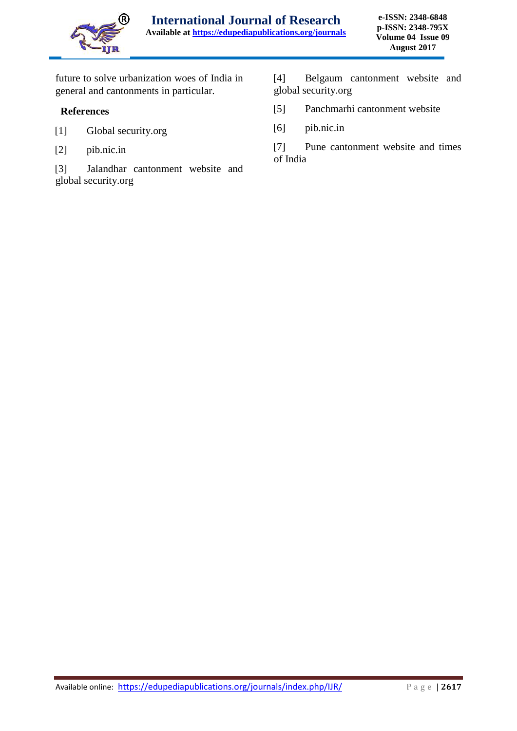future to solve urbanization woes of India in general and cantonments in particular.

## References

[1] Global security.org

[2] pib.nic.in

[3] Jalandhar cantonment website and global security.org

[4] Belgaum cantonment website and global security.org

[5] Panchmarhi cantonment website

[6] pib.nic.in

[7] Pune cantonment website and times of India